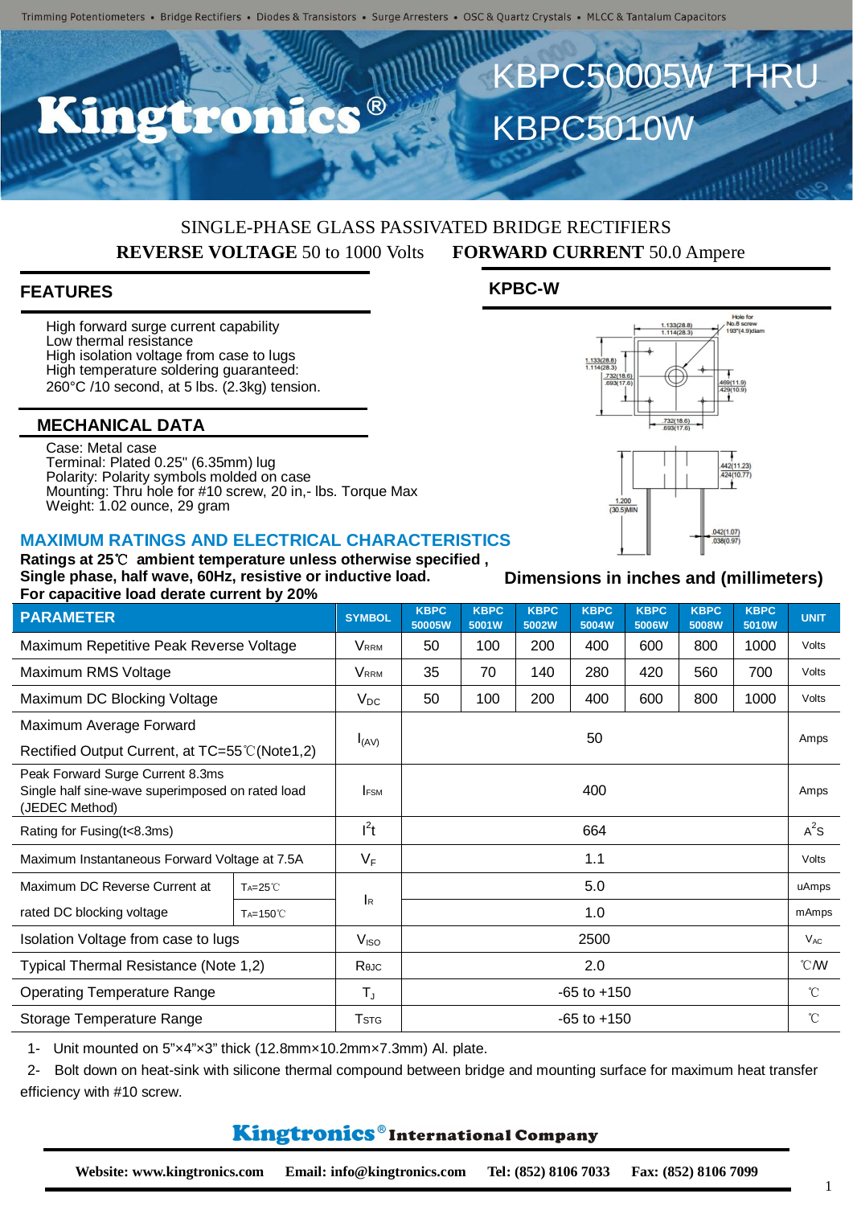Trimming Potentiometers • Bridge Rectifiers • Diodes & Transistors • Surge Arresters • OSC & Quartz Crystals • MLCC & Tantalum Capacitors

# Kingtronics®

# KBPC50005W THRU KBPC5010W

SINGLE-PHASE GLASS PASSIVATED BRIDGE RECTIFIERS

**REVERSE VOLTAGE** 50 to 1000 Volts **FORWARD CURRENT** 50.0 Ampere

## FEATURES

High forward surge current capability
Low thermal resistance
High isolation voltage from case to lugs
High temperature soldering guaranteed:
260°C /10 second, at 5 lbs. (2.3kg) tension.

## MECHANICAL DATA

Case: Metal case
Terminal: Plated 0.25" (6.35mm) lug
Polarity: Polarity symbols molded on case
Mounting: Thru hole for #10 screw, 20 in,- lbs. Torque Max
Weight: 1.02 ounce, 29 gram

## KPBC-W

Hole for No.8 screw .193"(4.9)diam

1.133(28.8) 1.114(28.3)

.732(18.6) .693(17.6)

.469(11.9) .429(10.9)

.442(11.23) .424(10.77)

1.200 (30.5)MIN

.042(1.07) .038(0.97)

**Dimensions in inches and (millimeters)**

## MAXIMUM RATINGS AND ELECTRICAL CHARACTERISTICS

**Ratings at 25℃ ambient temperature unless otherwise specified ,**
**Single phase, half wave, 60Hz, resistive or inductive load.**
**For capacitive load derate current by 20%**

| PARAMETER | | SYMBOL | KBPC 50005W | KBPC 5001W | KBPC 5002W | KBPC 5004W | KBPC 5006W | KBPC 5008W | KBPC 5010W | UNIT |
|---|---|---|---|---|---|---|---|---|---|---|
| Maximum Repetitive Peak Reverse Voltage | | $V_{RRM}$ | 50 | 100 | 200 | 400 | 600 | 800 | 1000 | Volts |
| Maximum RMS Voltage | | $V_{RRM}$ | 35 | 70 | 140 | 280 | 420 | 560 | 700 | Volts |
| Maximum DC Blocking Voltage | | $V_{DC}$ | 50 | 100 | 200 | 400 | 600 | 800 | 1000 | Volts |
| Maximum Average Forward Rectified Output Current, at TC=55℃(Note1,2) | | $I_{(AV)}$ | 50 | | | | | | | Amps |
| Peak Forward Surge Current 8.3ms Single half sine-wave superimposed on rated load (JEDEC Method) | | $I_{FSM}$ | 400 | | | | | | | Amps |
| Rating for Fusing(t<8.3ms) | | $I^2t$ | 664 | | | | | | | $A^2s$ |
| Maximum Instantaneous Forward Voltage at 7.5A | | $V_F$ | 1.1 | | | | | | | Volts |
| Maximum DC Reverse Current at rated DC blocking voltage | $T_A$=25℃ | $I_R$ | 5.0 | | | | | | | uAmps |
| | $T_A$=150℃ | | 1.0 | | | | | | | mAmps |
| Isolation Voltage from case to lugs | | $V_{ISO}$ | 2500 | | | | | | | $V_{AC}$ |
| Typical Thermal Resistance (Note 1,2) | | $R_{\theta JC}$ | 2.0 | | | | | | | ℃/W |
| Operating Temperature Range | | $T_J$ | -65 to +150 | | | | | | | ℃ |
| Storage Temperature Range | | $T_{STG}$ | -65 to +150 | | | | | | | ℃ |

1- Unit mounted on 5"×4"×3" thick (12.8mm×10.2mm×7.3mm) Al. plate.

2- Bolt down on heat-sink with silicone thermal compound between bridge and mounting surface for maximum heat transfer efficiency with #10 screw.

**Kingtronics® International Company**

**Website: www.kingtronics.com Email: info@kingtronics.com Tel: (852) 8106 7033 Fax: (852) 8106 7099**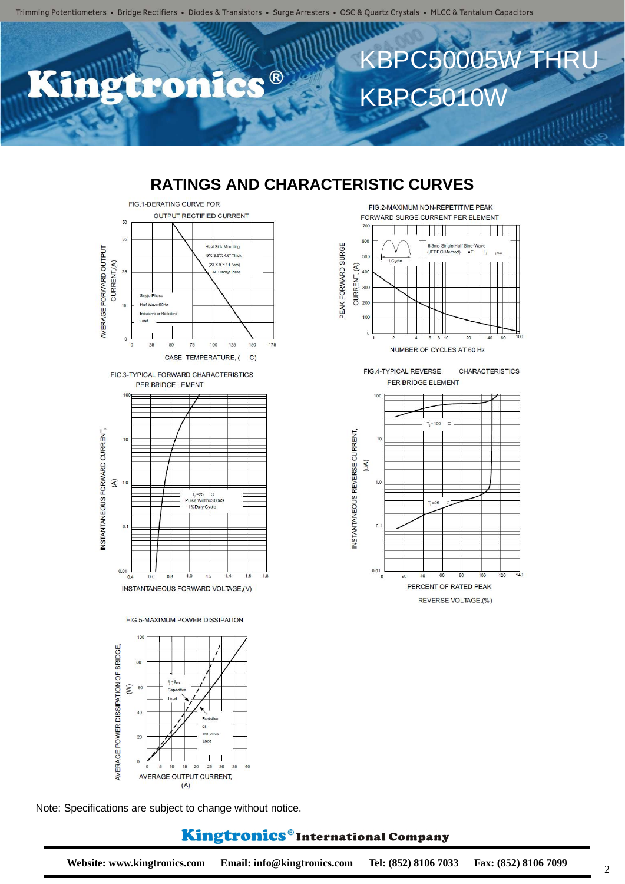# KBPC50005W THRU KBPC5010W

## RATINGS AND CHARACTERISTIC CURVES

FIG.1-DERATING CURVE FOR OUTPUT RECTIFIED CURRENT

AVERAGE FORWARD OUTPUT CURRENT,(A)

50
35
25
15
0

Heat Sink Mounting
9"X 3.5"X 4.6" Thick
(23 X 9 X 11.8cm)
AL.Finned Plate

Single Phase
Half Wave 60Hz
Inductive or Resistive
Load

0 25 50 75 100 125 150 175

CASE TEMPERATURE, ( C)

FIG.2-MAXIMUM NON-REPETITIVE PEAK FORWARD SURGE CURRENT PER ELEMENT

PEAK FORWARD SURGE CURRENT, (A)

700
600
500
400
300
200
100
0

8.3ms Single Half Sine-Wave
(JEDEC Method) =T $T_{jmax}$

1 Cycle

1 2 4 6 8 10 20 40 60 100

NUMBER OF CYCLES AT 60 Hz

FIG.3-TYPICAL FORWARD CHARACTERISTICS PER BRIDGE LEMENT

INSTANTANEOUS FORWARD CURRENT, (A)

100
10
1.0
0.1
0.01

$T_j$=25 C
Pulse Width=300uS
1%Duty Cycle

0.4 0.6 0.8 1.0 1.2 1.4 1.6 1.8

INSTANTANEOUS FORWARD VOLTAGE,(V)

FIG.4-TYPICAL REVERSE CHARACTERISTICS PER BRIDGE ELEMENT

INSTANTANEOUS REVERSE CURRENT, (uA)

100
10
1.0
0.1
0.01

$T_j$=100 C

$T_j$=25 C

0 20 40 60 80 100 120 140

PERCENT OF RATED PEAK REVERSE VOLTAGE,(%)

FIG.5-MAXIMUM POWER DISSIPATION

AVERAGE POWER DISSIPATION OF BRIDGE, (W)

100
80
60
40
20
0

$T_j$=$T_{jmax}$
Capacitive
Load

Resistive
or
Inductive
Load

0 5 10 15 20 25 30 35 40

AVERAGE OUTPUT CURRENT, (A)

Note: Specifications are subject to change without notice.

**Kingtronics® International Company**

**Website: www.kingtronics.com Email: info@kingtronics.com Tel: (852) 8106 7033 Fax: (852) 8106 7099**